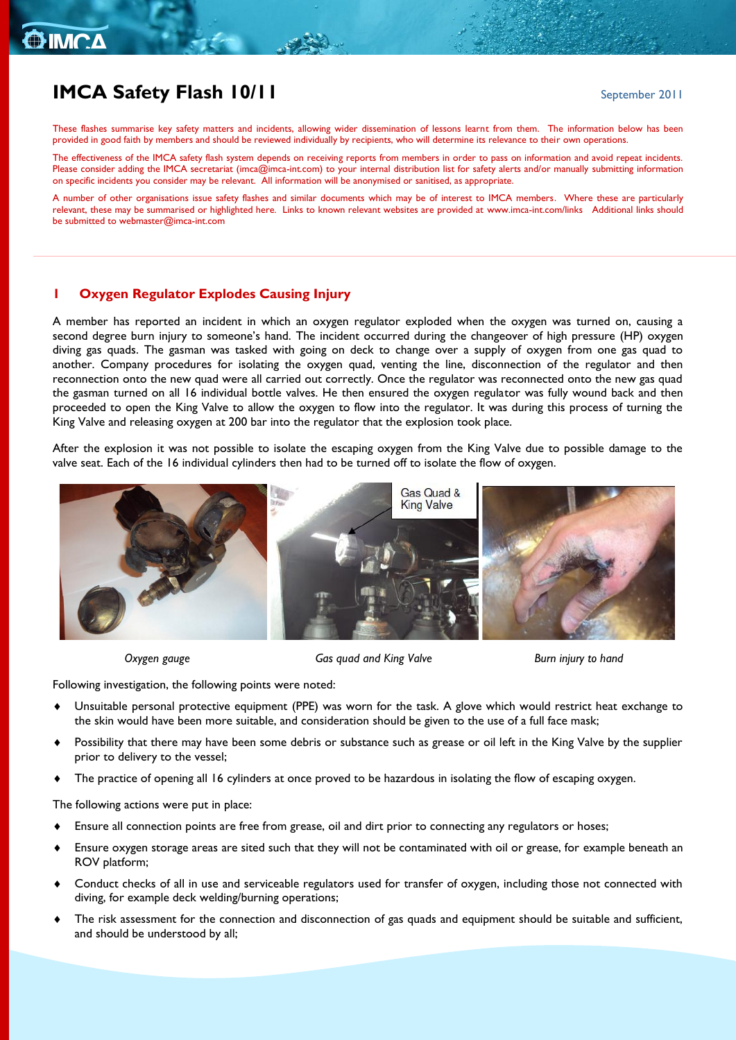# IMCA Safety Flash 10/11

September 2011

These flashes summarise key safety matters and incidents, allowing wider dissemination of lessons learnt from them. The information below has been provided in good faith by members and should be reviewed individually by recipients, who will determine its relevance to their own operations.

The effectiveness of the IMCA safety flash system depends on receiving reports from members in order to pass on information and avoid repeat incidents. Please consider adding the IMCA secretariat (imca@imca-int.com) to your internal distribution list for safety alerts and/or manually submitting information on specific incidents you consider may be relevant. All information will be anonymised or sanitised, as appropriate.

A number of other organisations issue safety flashes and similar documents which may be of interest to IMCA members. Where these are particularly relevant, these may be summarised or highlighted here. Links to known relevant websites are provided at www.imca-int.com/links Additional links should be submitted to webmaster@imca-int.com

## 1 Oxygen Regulator Explodes Causing Injury

A member has reported an incident in which an oxygen regulator exploded when the oxygen was turned on, causing a second degree burn injury to someone's hand. The incident occurred during the changeover of high pressure (HP) oxygen diving gas quads. The gasman was tasked with going on deck to change over a supply of oxygen from one gas quad to another. Company procedures for isolating the oxygen quad, venting the line, disconnection of the regulator and then reconnection onto the new quad were all carried out correctly. Once the regulator was reconnected onto the new gas quad the gasman turned on all 16 individual bottle valves. He then ensured the oxygen regulator was fully wound back and then proceeded to open the King Valve to allow the oxygen to flow into the regulator. It was during this process of turning the King Valve and releasing oxygen at 200 bar into the regulator that the explosion took place.

After the explosion it was not possible to isolate the escaping oxygen from the King Valve due to possible damage to the valve seat. Each of the 16 individual cylinders then had to be turned off to isolate the flow of oxygen.

Gas Quad & King Valve

*Oxygen gauge* | *Gas quad and King Valve* | *Burn injury to hand*

Following investigation, the following points were noted:

- Unsuitable personal protective equipment (PPE) was worn for the task. A glove which would restrict heat exchange to the skin would have been more suitable, and consideration should be given to the use of a full face mask;
- Possibility that there may have been some debris or substance such as grease or oil left in the King Valve by the supplier prior to delivery to the vessel;
- The practice of opening all 16 cylinders at once proved to be hazardous in isolating the flow of escaping oxygen.

The following actions were put in place:

- Ensure all connection points are free from grease, oil and dirt prior to connecting any regulators or hoses;
- Ensure oxygen storage areas are sited such that they will not be contaminated with oil or grease, for example beneath an ROV platform;
- Conduct checks of all in use and serviceable regulators used for transfer of oxygen, including those not connected with diving, for example deck welding/burning operations;
- The risk assessment for the connection and disconnection of gas quads and equipment should be suitable and sufficient, and should be understood by all;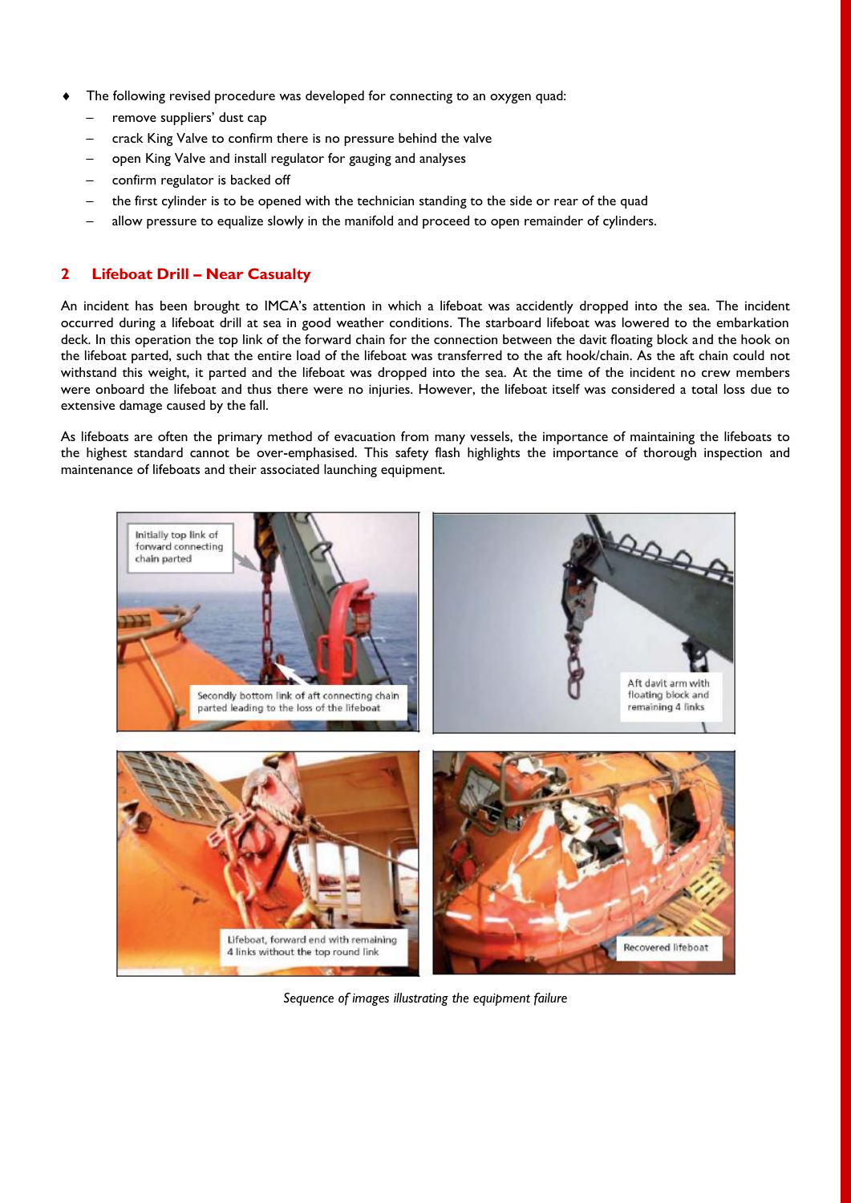- The following revised procedure was developed for connecting to an oxygen quad:
  - remove suppliers' dust cap
  - crack King Valve to confirm there is no pressure behind the valve
  - open King Valve and install regulator for gauging and analyses
  - confirm regulator is backed off
  - the first cylinder is to be opened with the technician standing to the side or rear of the quad
  - allow pressure to equalize slowly in the manifold and proceed to open remainder of cylinders.

## 2 Lifeboat Drill – Near Casualty

An incident has been brought to IMCA's attention in which a lifeboat was accidently dropped into the sea. The incident occurred during a lifeboat drill at sea in good weather conditions. The starboard lifeboat was lowered to the embarkation deck. In this operation the top link of the forward chain for the connection between the davit floating block and the hook on the lifeboat parted, such that the entire load of the lifeboat was transferred to the aft hook/chain. As the aft chain could not withstand this weight, it parted and the lifeboat was dropped into the sea. At the time of the incident no crew members were onboard the lifeboat and thus there were no injuries. However, the lifeboat itself was considered a total loss due to extensive damage caused by the fall.

As lifeboats are often the primary method of evacuation from many vessels, the importance of maintaining the lifeboats to the highest standard cannot be over-emphasised. This safety flash highlights the importance of thorough inspection and maintenance of lifeboats and their associated launching equipment.

Initially top link of forward connecting chain parted

Secondly bottom link of aft connecting chain parted leading to the loss of the lifeboat

Aft davit arm with floating block and remaining 4 links

Lifeboat, forward end with remaining 4 links without the top round link

Recovered lifeboat

*Sequence of images illustrating the equipment failure*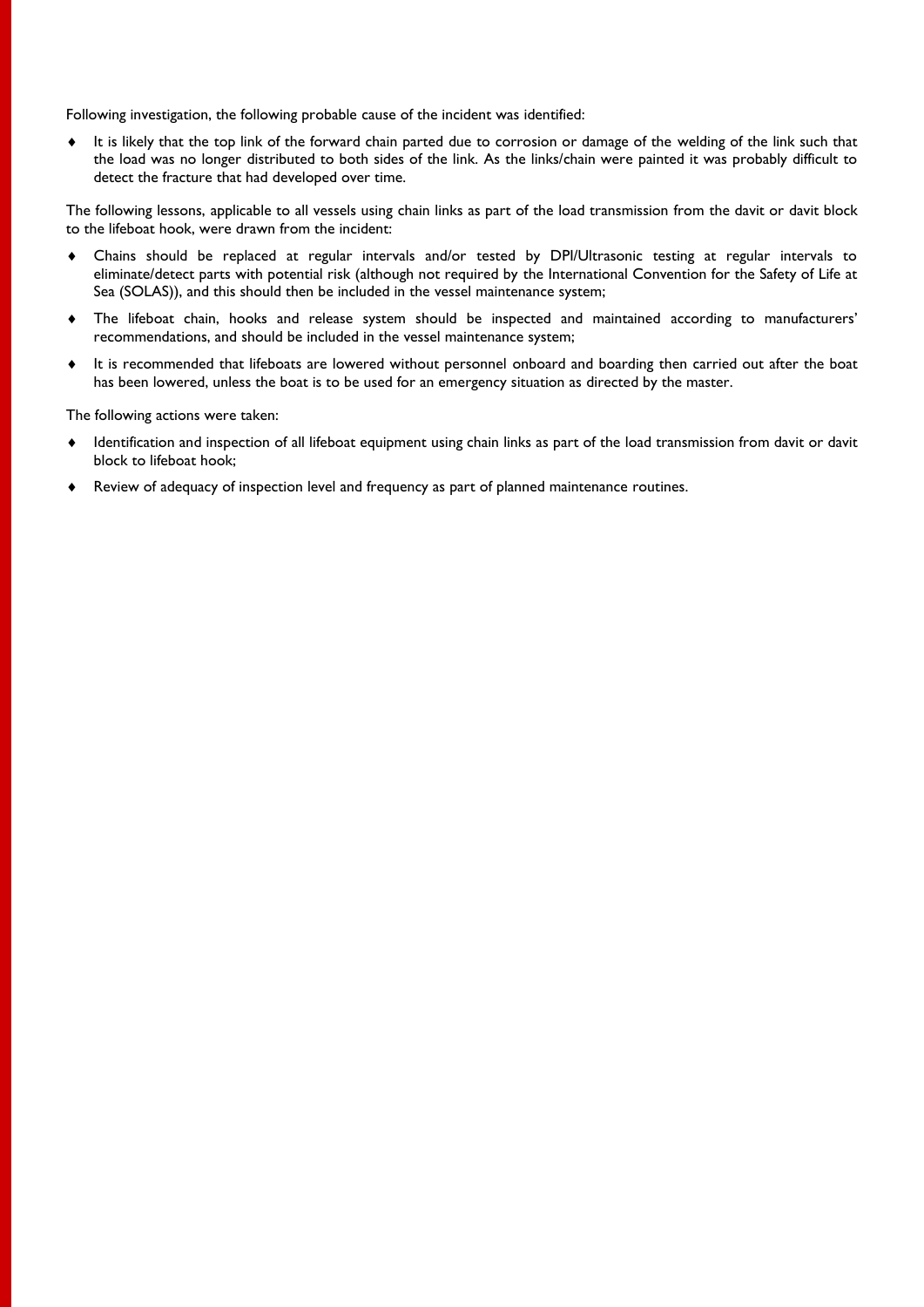Following investigation, the following probable cause of the incident was identified:

- It is likely that the top link of the forward chain parted due to corrosion or damage of the welding of the link such that the load was no longer distributed to both sides of the link. As the links/chain were painted it was probably difficult to detect the fracture that had developed over time.

The following lessons, applicable to all vessels using chain links as part of the load transmission from the davit or davit block to the lifeboat hook, were drawn from the incident:

- Chains should be replaced at regular intervals and/or tested by DPI/Ultrasonic testing at regular intervals to eliminate/detect parts with potential risk (although not required by the International Convention for the Safety of Life at Sea (SOLAS)), and this should then be included in the vessel maintenance system;
- The lifeboat chain, hooks and release system should be inspected and maintained according to manufacturers' recommendations, and should be included in the vessel maintenance system;
- It is recommended that lifeboats are lowered without personnel onboard and boarding then carried out after the boat has been lowered, unless the boat is to be used for an emergency situation as directed by the master.

The following actions were taken:

- Identification and inspection of all lifeboat equipment using chain links as part of the load transmission from davit or davit block to lifeboat hook;
- Review of adequacy of inspection level and frequency as part of planned maintenance routines.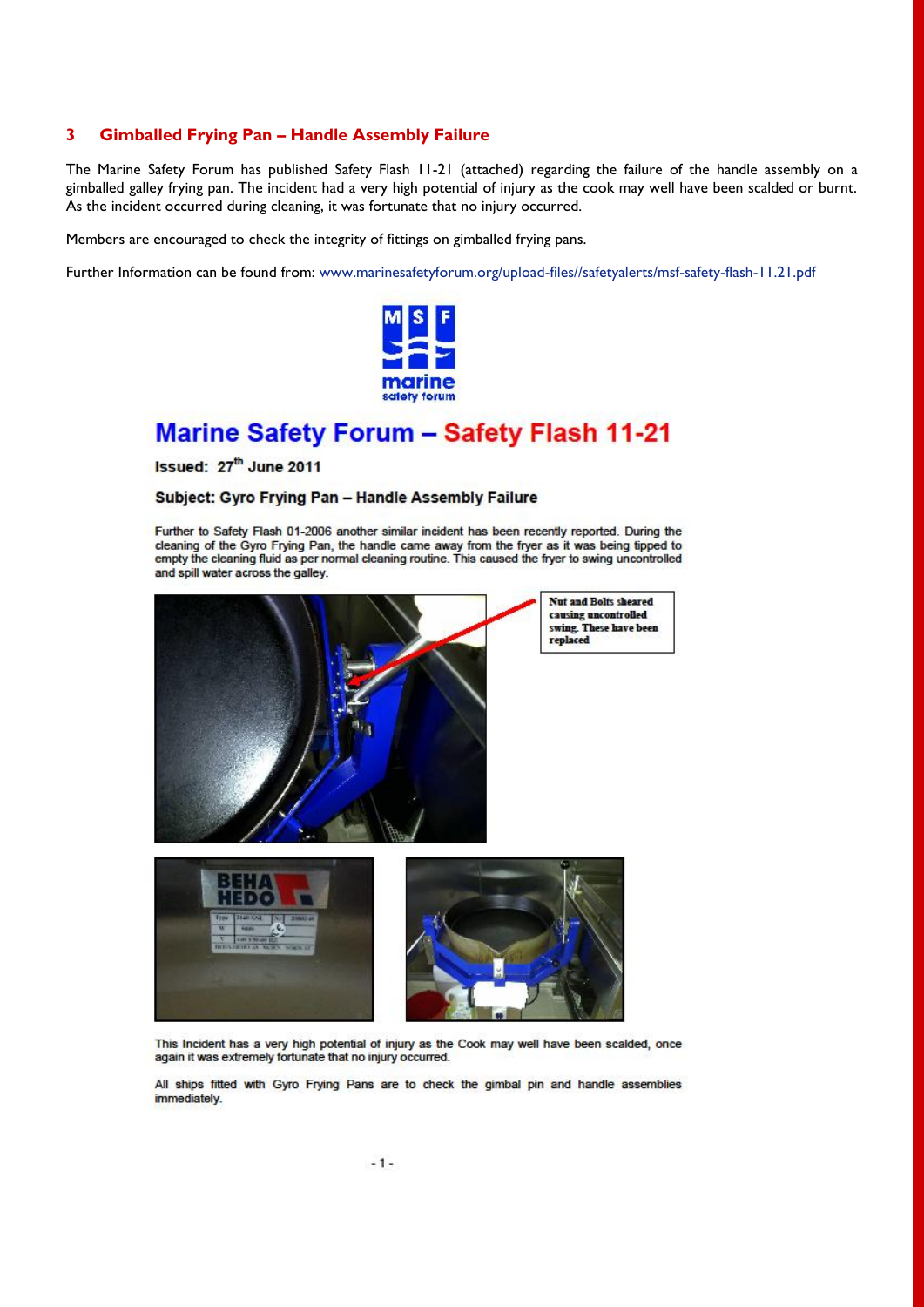## 3 Gimballed Frying Pan – Handle Assembly Failure

The Marine Safety Forum has published Safety Flash 11-21 (attached) regarding the failure of the handle assembly on a gimballed galley frying pan. The incident had a very high potential of injury as the cook may well have been scalded or burnt. As the incident occurred during cleaning, it was fortunate that no injury occurred.

Members are encouraged to check the integrity of fittings on gimballed frying pans.

Further Information can be found from: www.marinesafetyforum.org/upload-files//safetyalerts/msf-safety-flash-11.21.pdf

# Marine Safety Forum – Safety Flash 11-21

**Issued: 27th June 2011**

**Subject: Gyro Frying Pan – Handle Assembly Failure**

Further to Safety Flash 01-2006 another similar incident has been recently reported. During the cleaning of the Gyro Frying Pan, the handle came away from the fryer as it was being tipped to empty the cleaning fluid as per normal cleaning routine. This caused the fryer to swing uncontrolled and spill water across the galley.

**Nut and Bolts sheared causing uncontrolled swing. These have been replaced**

This Incident has a very high potential of injury as the Cook may well have been scalded, once again it was extremely fortunate that no injury occurred.

All ships fitted with Gyro Frying Pans are to check the gimbal pin and handle assemblies immediately.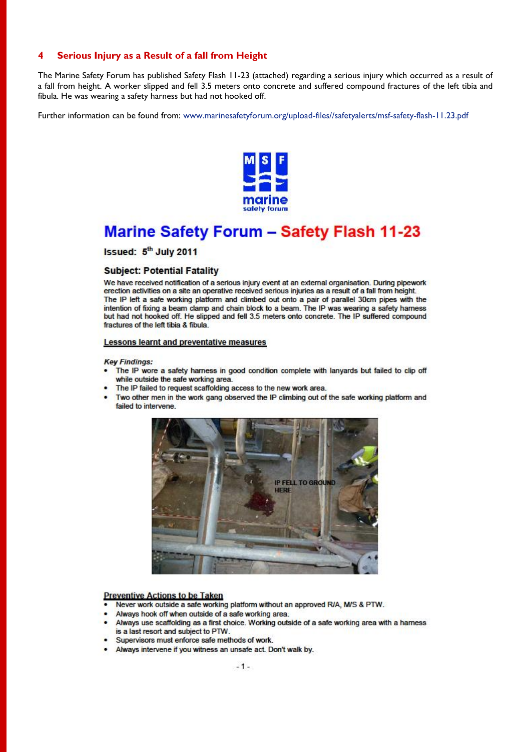## 4 Serious Injury as a Result of a fall from Height

The Marine Safety Forum has published Safety Flash 11-23 (attached) regarding a serious injury which occurred as a result of a fall from height. A worker slipped and fell 3.5 meters onto concrete and suffered compound fractures of the left tibia and fibula. He was wearing a safety harness but had not hooked off.

Further information can be found from: www.marinesafetyforum.org/upload-files//safetyalerts/msf-safety-flash-11.23.pdf

marine safety forum

# Marine Safety Forum – Safety Flash 11-23

**Issued: 5th July 2011**

### Subject: Potential Fatality

We have received notification of a serious injury event at an external organisation. During pipework erection activities on a site an operative received serious injuries as a result of a fall from height. The IP left a safe working platform and climbed out onto a pair of parallel 30cm pipes with the intention of fixing a beam clamp and chain block to a beam. The IP was wearing a safety harness but had not hooked off. He slipped and fell 3.5 meters onto concrete. The IP suffered compound fractures of the left tibia & fibula.

**Lessons learnt and preventative measures**

***Key Findings:***

- The IP wore a safety harness in good condition complete with lanyards but failed to clip off while outside the safe working area.
- The IP failed to request scaffolding access to the new work area.
- Two other men in the work gang observed the IP climbing out of the safe working platform and failed to intervene.

IP FELL TO GROUND HERE

**Preventive Actions to be Taken**

- Never work outside a safe working platform without an approved R/A, M/S & PTW.
- Always hook off when outside of a safe working area.
- Always use scaffolding as a first choice. Working outside of a safe working area with a harness is a last resort and subject to PTW.
- Supervisors must enforce safe methods of work.
- Always intervene if you witness an unsafe act. Don't walk by.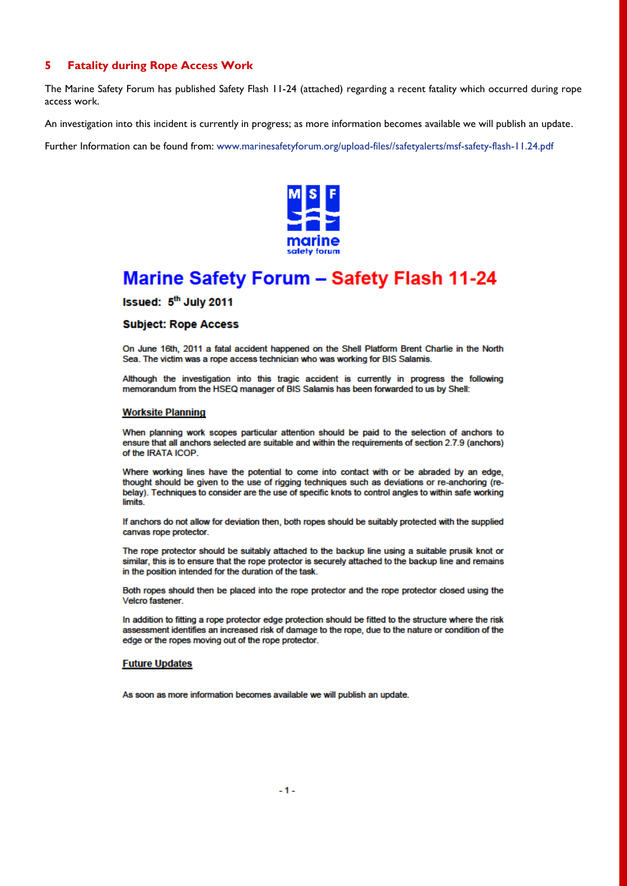## 5 Fatality during Rope Access Work

The Marine Safety Forum has published Safety Flash 11-24 (attached) regarding a recent fatality which occurred during rope access work.

An investigation into this incident is currently in progress; as more information becomes available we will publish an update.

Further Information can be found from: www.marinesafetyforum.org/upload-files//safetyalerts/msf-safety-flash-11.24.pdf

# Marine Safety Forum – Safety Flash 11-24

**Issued: 5th July 2011**

**Subject: Rope Access**

On June 16th, 2011 a fatal accident happened on the Shell Platform Brent Charlie in the North Sea. The victim was a rope access technician who was working for BIS Salamis.

Although the investigation into this tragic accident is currently in progress the following memorandum from the HSEQ manager of BIS Salamis has been forwarded to us by Shell:

### Worksite Planning

When planning work scopes particular attention should be paid to the selection of anchors to ensure that all anchors selected are suitable and within the requirements of section 2.7.9 (anchors) of the IRATA ICOP.

Where working lines have the potential to come into contact with or be abraded by an edge, thought should be given to the use of rigging techniques such as deviations or re-anchoring (re-belay). Techniques to consider are the use of specific knots to control angles to within safe working limits.

If anchors do not allow for deviation then, both ropes should be suitably protected with the supplied canvas rope protector.

The rope protector should be suitably attached to the backup line using a suitable prusik knot or similar, this is to ensure that the rope protector is securely attached to the backup line and remains in the position intended for the duration of the task.

Both ropes should then be placed into the rope protector and the rope protector closed using the Velcro fastener.

In addition to fitting a rope protector edge protection should be fitted to the structure where the risk assessment identifies an increased risk of damage to the rope, due to the nature or condition of the edge or the ropes moving out of the rope protector.

### Future Updates

As soon as more information becomes available we will publish an update.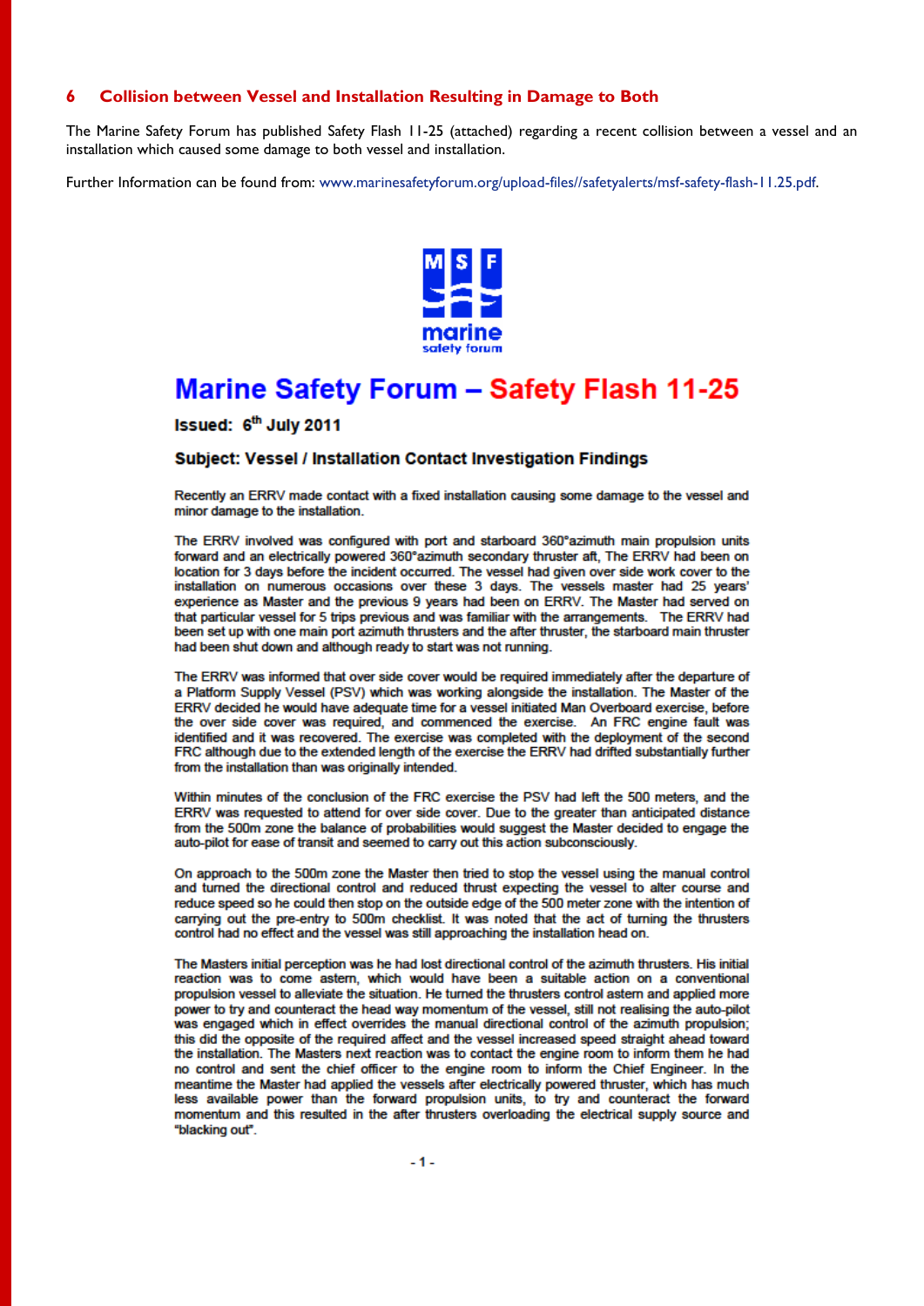## 6 Collision between Vessel and Installation Resulting in Damage to Both

The Marine Safety Forum has published Safety Flash 11-25 (attached) regarding a recent collision between a vessel and an installation which caused some damage to both vessel and installation.

Further Information can be found from: www.marinesafetyforum.org/upload-files//safetyalerts/msf-safety-flash-11.25.pdf.

marine safety forum

# Marine Safety Forum – Safety Flash 11-25

**Issued: 6th July 2011**

**Subject: Vessel / Installation Contact Investigation Findings**

Recently an ERRV made contact with a fixed installation causing some damage to the vessel and minor damage to the installation.

The ERRV involved was configured with port and starboard 360°azimuth main propulsion units forward and an electrically powered 360°azimuth secondary thruster aft, The ERRV had been on location for 3 days before the incident occurred. The vessel had given over side work cover to the installation on numerous occasions over these 3 days. The vessels master had 25 years' experience as Master and the previous 9 years had been on ERRV. The Master had served on that particular vessel for 5 trips previous and was familiar with the arrangements. The ERRV had been set up with one main port azimuth thrusters and the after thruster, the starboard main thruster had been shut down and although ready to start was not running.

The ERRV was informed that over side cover would be required immediately after the departure of a Platform Supply Vessel (PSV) which was working alongside the installation. The Master of the ERRV decided he would have adequate time for a vessel initiated Man Overboard exercise, before the over side cover was required, and commenced the exercise. An FRC engine fault was identified and it was recovered. The exercise was completed with the deployment of the second FRC although due to the extended length of the exercise the ERRV had drifted substantially further from the installation than was originally intended.

Within minutes of the conclusion of the FRC exercise the PSV had left the 500 meters, and the ERRV was requested to attend for over side cover. Due to the greater than anticipated distance from the 500m zone the balance of probabilities would suggest the Master decided to engage the auto-pilot for ease of transit and seemed to carry out this action subconsciously.

On approach to the 500m zone the Master then tried to stop the vessel using the manual control and turned the directional control and reduced thrust expecting the vessel to alter course and reduce speed so he could then stop on the outside edge of the 500 meter zone with the intention of carrying out the pre-entry to 500m checklist. It was noted that the act of turning the thrusters control had no effect and the vessel was still approaching the installation head on.

The Masters initial perception was he had lost directional control of the azimuth thrusters. His initial reaction was to come astern, which would have been a suitable action on a conventional propulsion vessel to alleviate the situation. He turned the thrusters control astern and applied more power to try and counteract the head way momentum of the vessel, still not realising the auto-pilot was engaged which in effect overrides the manual directional control of the azimuth propulsion; this did the opposite of the required affect and the vessel increased speed straight ahead toward the installation. The Masters next reaction was to contact the engine room to inform them he had no control and sent the chief officer to the engine room to inform the Chief Engineer. In the meantime the Master had applied the vessels after electrically powered thruster, which has much less available power than the forward propulsion units, to try and counteract the forward momentum and this resulted in the after thrusters overloading the electrical supply source and "blacking out".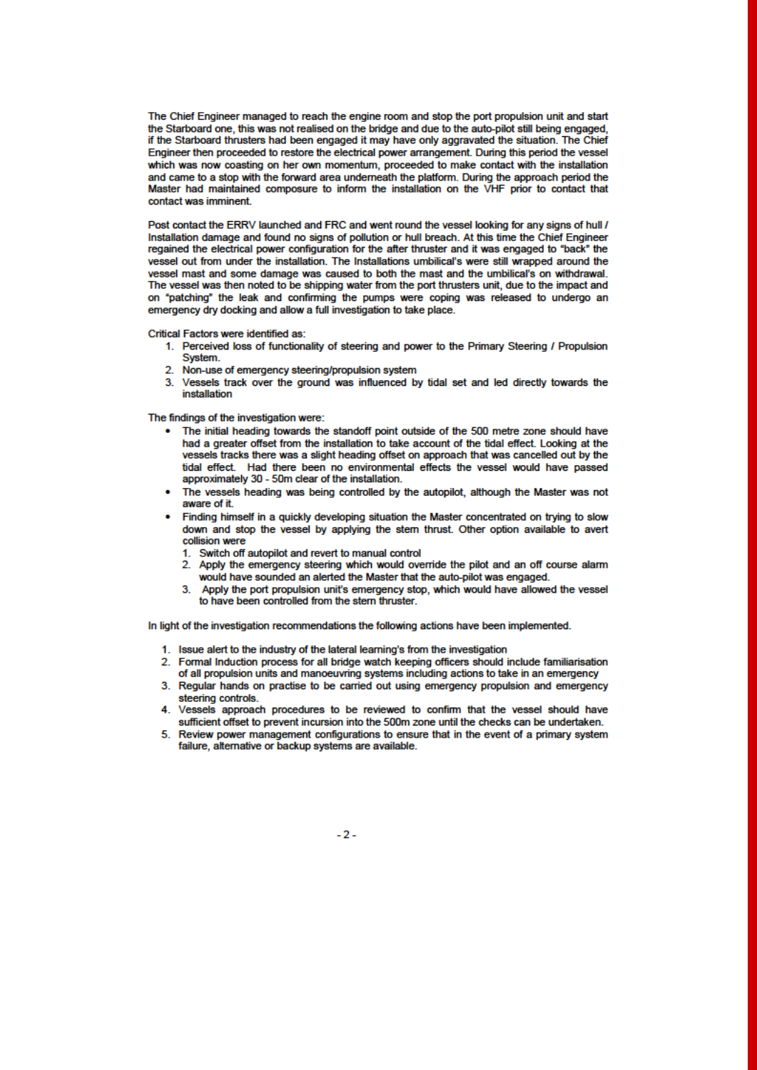The Chief Engineer managed to reach the engine room and stop the port propulsion unit and start the Starboard one, this was not realised on the bridge and due to the auto-pilot still being engaged, if the Starboard thrusters had been engaged it may have only aggravated the situation. The Chief Engineer then proceeded to restore the electrical power arrangement. During this period the vessel which was now coasting on her own momentum, proceeded to make contact with the installation and came to a stop with the forward area underneath the platform. During the approach period the Master had maintained composure to inform the installation on the VHF prior to contact that contact was imminent.

Post contact the ERRV launched and FRC and went round the vessel looking for any signs of hull / Installation damage and found no signs of pollution or hull breach. At this time the Chief Engineer regained the electrical power configuration for the after thruster and it was engaged to "back" the vessel out from under the installation. The Installations umbilical's were still wrapped around the vessel mast and some damage was caused to both the mast and the umbilical's on withdrawal. The vessel was then noted to be shipping water from the port thrusters unit, due to the impact and on "patching" the leak and confirming the pumps were coping was released to undergo an emergency dry docking and allow a full investigation to take place.

Critical Factors were identified as:

1. Perceived loss of functionality of steering and power to the Primary Steering / Propulsion System.
2. Non-use of emergency steering/propulsion system
3. Vessels track over the ground was influenced by tidal set and led directly towards the installation

The findings of the investigation were:

- The initial heading towards the standoff point outside of the 500 metre zone should have had a greater offset from the installation to take account of the tidal effect. Looking at the vessels tracks there was a slight heading offset on approach that was cancelled out by the tidal effect. Had there been no environmental effects the vessel would have passed approximately 30 - 50m clear of the installation.
- The vessels heading was being controlled by the autopilot, although the Master was not aware of it.
- Finding himself in a quickly developing situation the Master concentrated on trying to slow down and stop the vessel by applying the stern thrust. Other option available to avert collision were
  1. Switch off autopilot and revert to manual control
  2. Apply the emergency steering which would override the pilot and an off course alarm would have sounded an alerted the Master that the auto-pilot was engaged.
  3. Apply the port propulsion unit's emergency stop, which would have allowed the vessel to have been controlled from the stern thruster.

In light of the investigation recommendations the following actions have been implemented.

1. Issue alert to the industry of the lateral learning's from the investigation
2. Formal Induction process for all bridge watch keeping officers should include familiarisation of all propulsion units and manoeuvring systems including actions to take in an emergency
3. Regular hands on practise to be carried out using emergency propulsion and emergency steering controls.
4. Vessels approach procedures to be reviewed to confirm that the vessel should have sufficient offset to prevent incursion into the 500m zone until the checks can be undertaken.
5. Review power management configurations to ensure that in the event of a primary system failure, alternative or backup systems are available.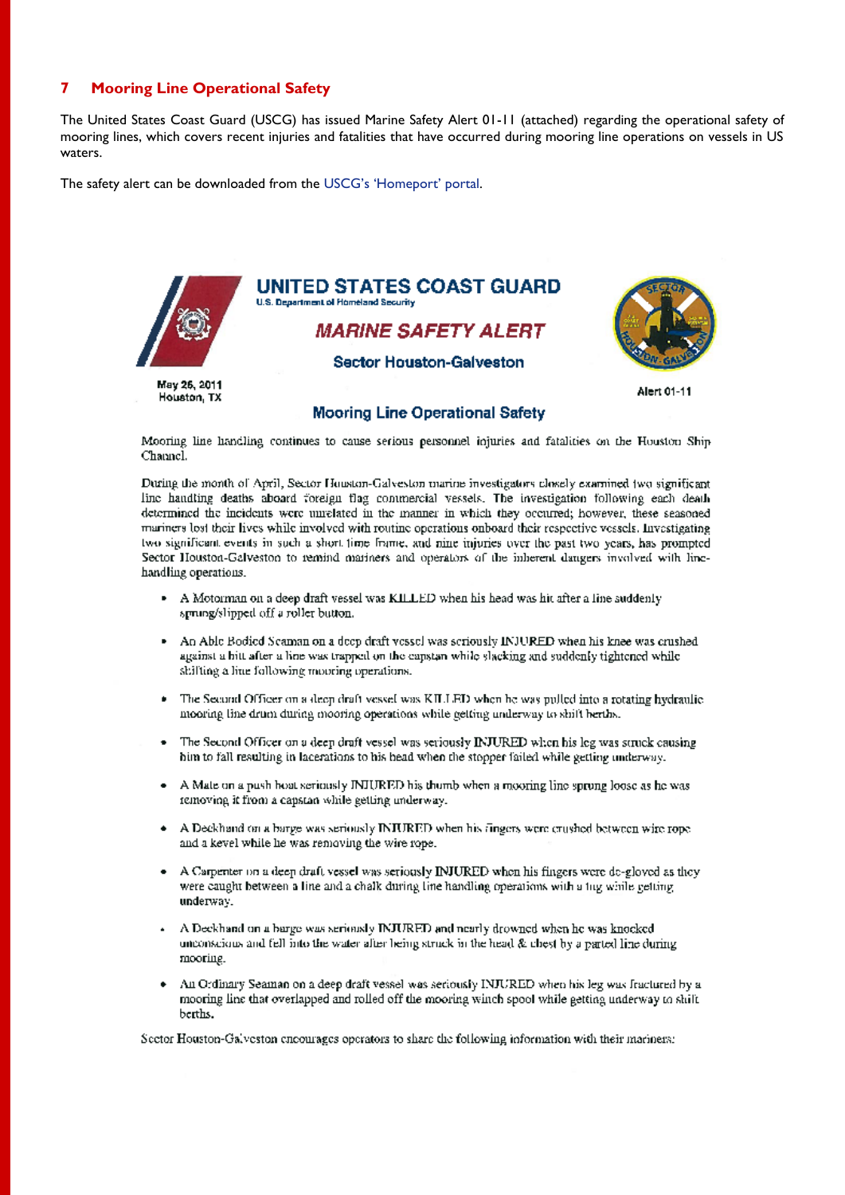## 7 Mooring Line Operational Safety

The United States Coast Guard (USCG) has issued Marine Safety Alert 01-11 (attached) regarding the operational safety of mooring lines, which covers recent injuries and fatalities that have occurred during mooring line operations on vessels in US waters.

The safety alert can be downloaded from the USCG's 'Homeport' portal.

**UNITED STATES COAST GUARD**
U.S. Department of Homeland Security

***MARINE SAFETY ALERT***

**Sector Houston-Galveston**

May 26, 2011
Houston, TX

Alert 01-11

### Mooring Line Operational Safety

Mooring line handling continues to cause serious personnel injuries and fatalities on the Houston Ship Channel.

During the month of April, Sector Houston-Galveston marine investigators closely examined two significant line handling deaths aboard foreign flag commercial vessels. The investigation following each death determined the incidents were unrelated in the manner in which they occurred; however, these seasoned mariners lost their lives while involved with routine operations onboard their respective vessels. Investigating two significant events in such a short time frame, and nine injuries over the past two years, has prompted Sector Houston-Galveston to remind mariners and operators of the inherent dangers involved with line-handling operations.

- A Motorman on a deep draft vessel was KILLED when his head was hit after a line suddenly sprung/slipped off a roller button.
- An Able Bodied Seaman on a deep draft vessel was seriously INJURED when his knee was crushed against a bitt after a line was trapped on the capstan while slacking and suddenly tightened while shifting a line following mooring operations.
- The Second Officer on a deep draft vessel was KILLED when he was pulled into a rotating hydraulic mooring line drum during mooring operations while getting underway to shift berths.
- The Second Officer on a deep draft vessel was seriously INJURED when his leg was struck causing him to fall resulting in lacerations to his head when the stopper failed while getting underway.
- A Mate on a push boat seriously INJURED his thumb when a mooring line sprung loose as he was removing it from a capstan while getting underway.
- A Deckhand on a barge was seriously INJURED when his fingers were crushed between wire rope and a kevel while he was removing the wire rope.
- A Carpenter on a deep draft vessel was seriously INJURED when his fingers were de-gloved as they were caught between a line and a chalk during line handling operations with a tug while getting underway.
- A Deckhand on a barge was seriously INJURED and nearly drowned when he was knocked unconscious and fell into the water after being struck in the head & chest by a parted line during mooring.
- An Ordinary Seaman on a deep draft vessel was seriously INJURED when his leg was fractured by a mooring line that overlapped and rolled off the mooring winch spool while getting underway to shift berths.

Sector Houston-Galveston encourages operators to share the following information with their mariners: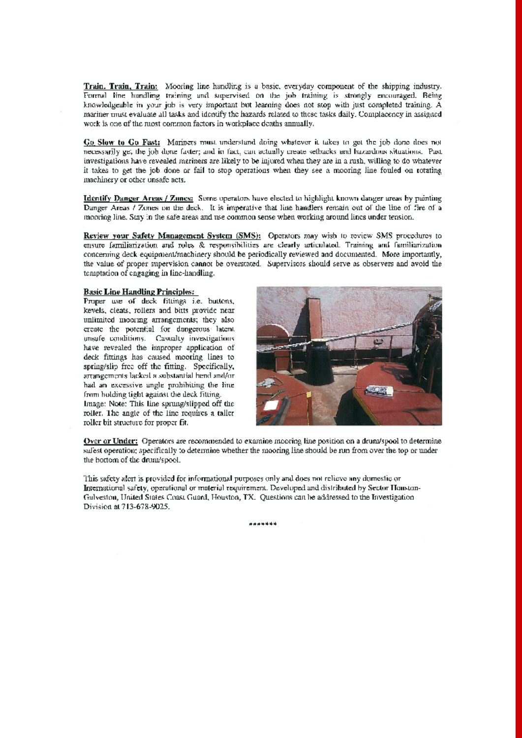**Train, Train, Train:** Mooring line handling is a basic, everyday component of the shipping industry. Formal line handling training and supervised on the job training is strongly encouraged. Being knowledgeable in your job is very important but learning does not stop with just completed training. A mariner must evaluate all tasks and identify the hazards related to these tasks daily. Complacency in assigned work is one of the most common factors in workplace deaths annually.

**Go Slow to Go Fast:** Mariners must understand doing whatever it takes to get the job done does not necessarily get the job done faster; and in fact, can actually create setbacks and hazardous situations. Past investigations have revealed mariners are likely to be injured when they are in a rush, willing to do whatever it takes to get the job done or fail to stop operations when they see a mooring line fouled on rotating machinery or other unsafe acts.

**Identify Danger Areas / Zones:** Some operators have elected to highlight known danger areas by painting Danger Areas / Zones on the deck. It is imperative that line handlers remain out of the line of fire of a mooring line. Stay in the safe areas and use common sense when working around lines under tension.

**Review your Safety Management System (SMS):** Operators may wish to review SMS procedures to ensure familiarization and roles & responsibilities are clearly articulated. Training and familiarization concerning deck equipment/machinery should be periodically reviewed and documented. More importantly, the value of proper supervision cannot be overstated. Supervisors should serve as observers and avoid the temptation of engaging in line-handling.

**Basic Line Handling Principles:**
Proper use of deck fittings i.e. buttons, kevels, cleats, rollers and bitts provide near unlimited mooring arrangements; they also create the potential for dangerous latent unsafe conditions. Casualty investigations have revealed the improper application of deck fittings has caused mooring lines to spring/slip free off the fitting. Specifically, arrangements lacked a substantial bend and/or had an excessive angle prohibiting the line from holding tight against the deck fitting.
Image: Note: This line sprung/slipped off the roller. The angle of the line requires a taller roller bit structure for proper fit.

**Over or Under:** Operators are recommended to examine mooring line position on a drum/spool to determine safest operation; specifically to determine whether the mooring line should be run from over the top or under the bottom of the drum/spool.

This safety alert is provided for informational purposes only and does not relieve any domestic or International safety, operational or material requirement. Developed and distributed by Sector Houston-Galveston, United States Coast Guard, Houston, TX. Questions can be addressed to the Investigation Division at 713-678-9025.

*******